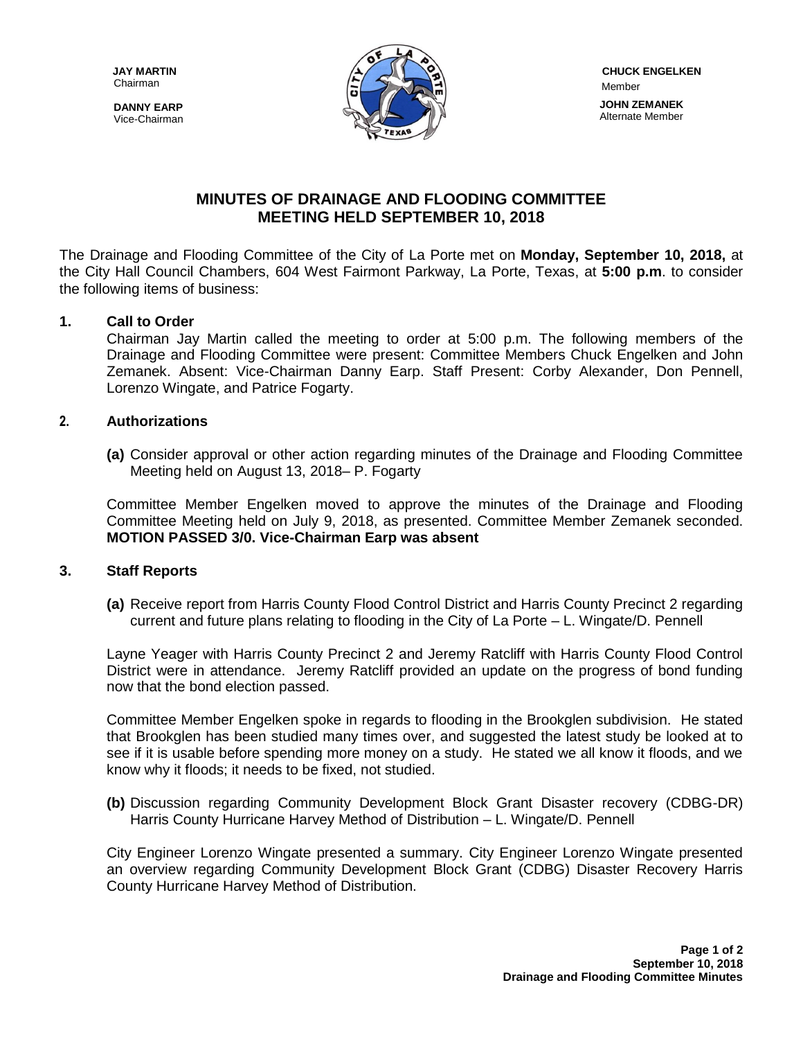**JAY MARTIN**
Chairman

**DANNY EARP**
Vice-Chairman

**CHUCK ENGELKEN**
Member

**JOHN ZEMANEK**
Alternate Member

# MINUTES OF DRAINAGE AND FLOODING COMMITTEE MEETING HELD SEPTEMBER 10, 2018

The Drainage and Flooding Committee of the City of La Porte met on **Monday, September 10, 2018,** at the City Hall Council Chambers, 604 West Fairmont Parkway, La Porte, Texas, at **5:00 p.m**. to consider the following items of business:

## 1. Call to Order

Chairman Jay Martin called the meeting to order at 5:00 p.m. The following members of the Drainage and Flooding Committee were present: Committee Members Chuck Engelken and John Zemanek. Absent: Vice-Chairman Danny Earp. Staff Present: Corby Alexander, Don Pennell, Lorenzo Wingate, and Patrice Fogarty.

## 2. Authorizations

**(a)** Consider approval or other action regarding minutes of the Drainage and Flooding Committee Meeting held on August 13, 2018– P. Fogarty

Committee Member Engelken moved to approve the minutes of the Drainage and Flooding Committee Meeting held on July 9, 2018, as presented. Committee Member Zemanek seconded. **MOTION PASSED 3/0. Vice-Chairman Earp was absent**

## 3. Staff Reports

**(a)** Receive report from Harris County Flood Control District and Harris County Precinct 2 regarding current and future plans relating to flooding in the City of La Porte – L. Wingate/D. Pennell

Layne Yeager with Harris County Precinct 2 and Jeremy Ratcliff with Harris County Flood Control District were in attendance. Jeremy Ratcliff provided an update on the progress of bond funding now that the bond election passed.

Committee Member Engelken spoke in regards to flooding in the Brookglen subdivision. He stated that Brookglen has been studied many times over, and suggested the latest study be looked at to see if it is usable before spending more money on a study. He stated we all know it floods, and we know why it floods; it needs to be fixed, not studied.

**(b)** Discussion regarding Community Development Block Grant Disaster recovery (CDBG-DR) Harris County Hurricane Harvey Method of Distribution – L. Wingate/D. Pennell

City Engineer Lorenzo Wingate presented a summary. City Engineer Lorenzo Wingate presented an overview regarding Community Development Block Grant (CDBG) Disaster Recovery Harris County Hurricane Harvey Method of Distribution.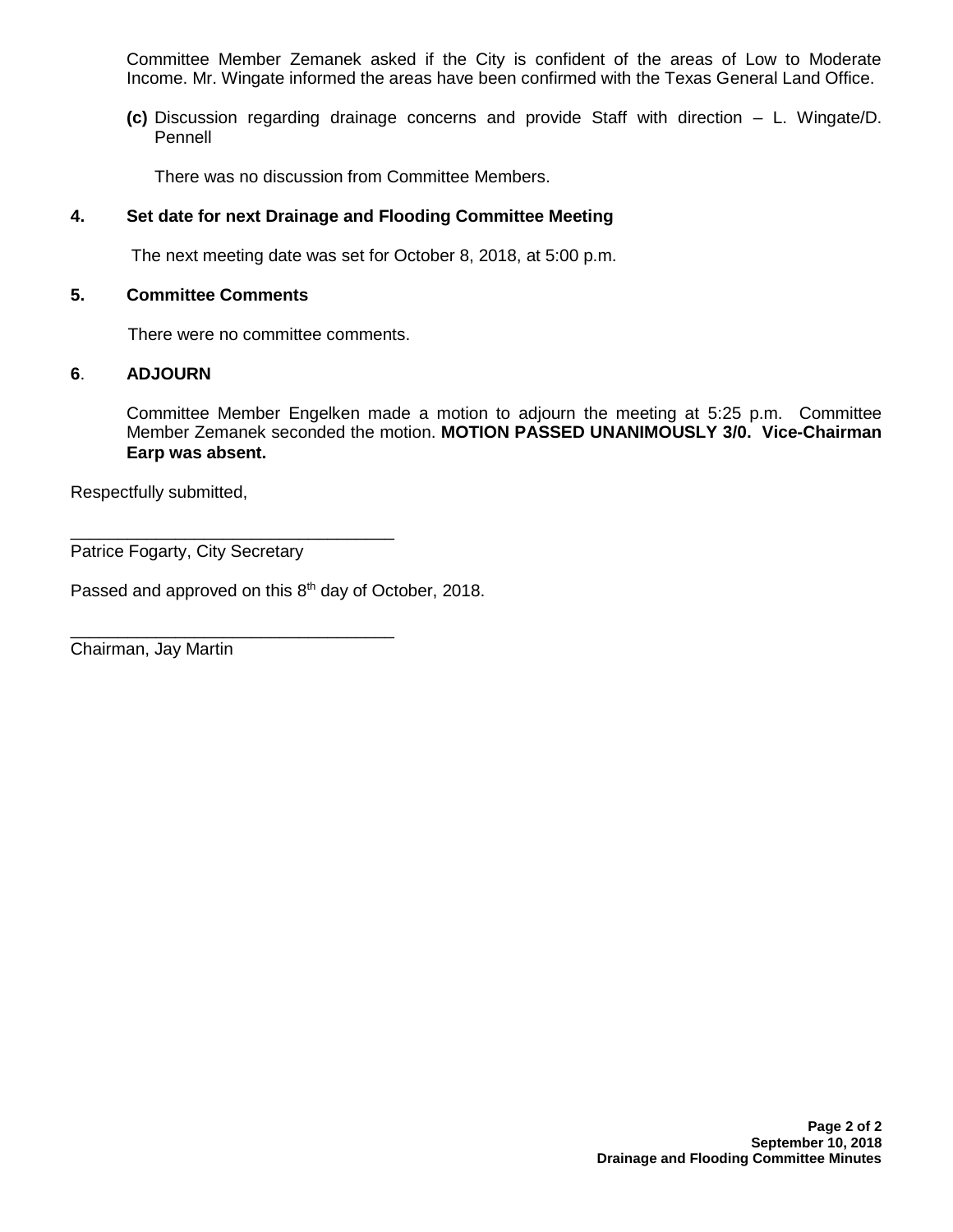Committee Member Zemanek asked if the City is confident of the areas of Low to Moderate Income. Mr. Wingate informed the areas have been confirmed with the Texas General Land Office.

**(c)** Discussion regarding drainage concerns and provide Staff with direction – L. Wingate/D. Pennell

There was no discussion from Committee Members.

**4. Set date for next Drainage and Flooding Committee Meeting**

The next meeting date was set for October 8, 2018, at 5:00 p.m.

**5. Committee Comments**

There were no committee comments.

**6. ADJOURN**

Committee Member Engelken made a motion to adjourn the meeting at 5:25 p.m. Committee Member Zemanek seconded the motion. **MOTION PASSED UNANIMOUSLY 3/0. Vice-Chairman Earp was absent.**

Respectfully submitted,

\_\_\_\_\_\_\_\_\_\_\_\_\_\_\_\_\_\_\_\_\_\_\_\_\_\_\_\_\_\_\_\_\_\_
Patrice Fogarty, City Secretary

Passed and approved on this 8th day of October, 2018.

\_\_\_\_\_\_\_\_\_\_\_\_\_\_\_\_\_\_\_\_\_\_\_\_\_\_\_\_\_\_\_\_\_\_
Chairman, Jay Martin

**September 10, 2018**
**Drainage and Flooding Committee Minutes**